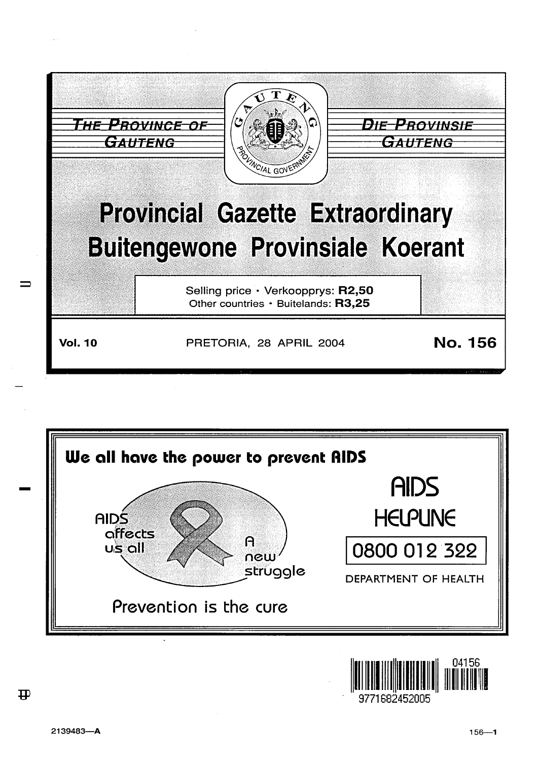THE PROVINCE OF GAUTENG

DIE PROVINSIE GAUTENG

GAUTENG PROVINCIAL GOVERNMENT

# Provincial Gazette Extraordinary
# Buitengewone Provinsiale Koerant

Selling price · Verkoopprys: **R2,50**
Other countries · Buitelands: **R3,25**

**Vol. 10** PRETORIA, 28 APRIL 2004 **No. 156**

**We all have the power to prevent AIDS**

AIDS affects us all

A new struggle

Prevention is the cure

AIDS HELPLINE

0800 012 322

DEPARTMENT OF HEALTH

04156

9771682452005

2139483—A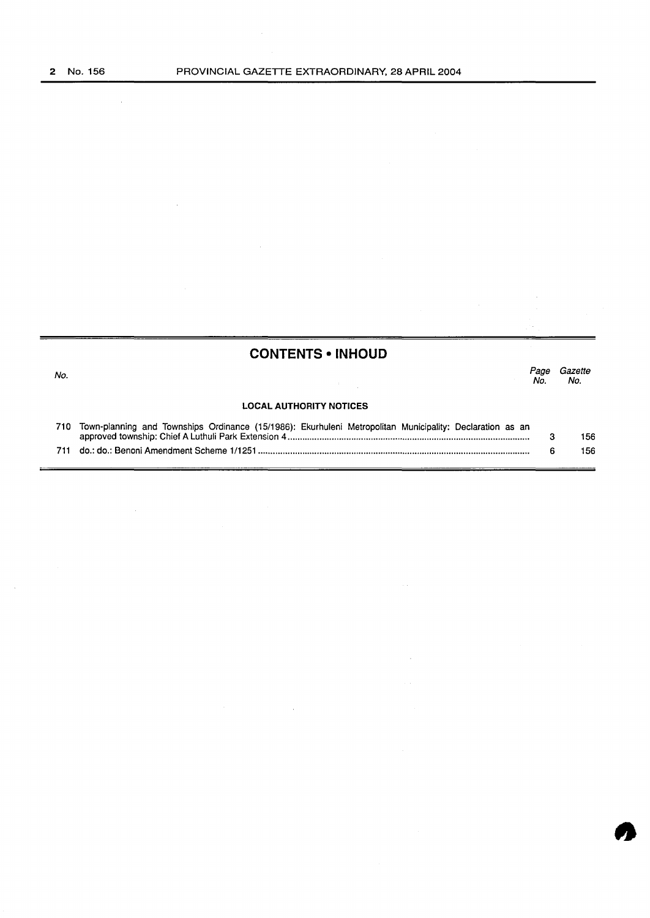## CONTENTS • INHOUD

| No. | | Page No. | Gazette No. |
|---|---|---|---|
| | **LOCAL AUTHORITY NOTICES** | | |
| 710 | Town-planning and Townships Ordinance (15/1986): Ekurhuleni Metropolitan Municipality: Declaration as an approved township: Chief A Luthuli Park Extension 4 | 3 | 156 |
| 711 | do.: do.: Benoni Amendment Scheme 1/1251 | 6 | 156 |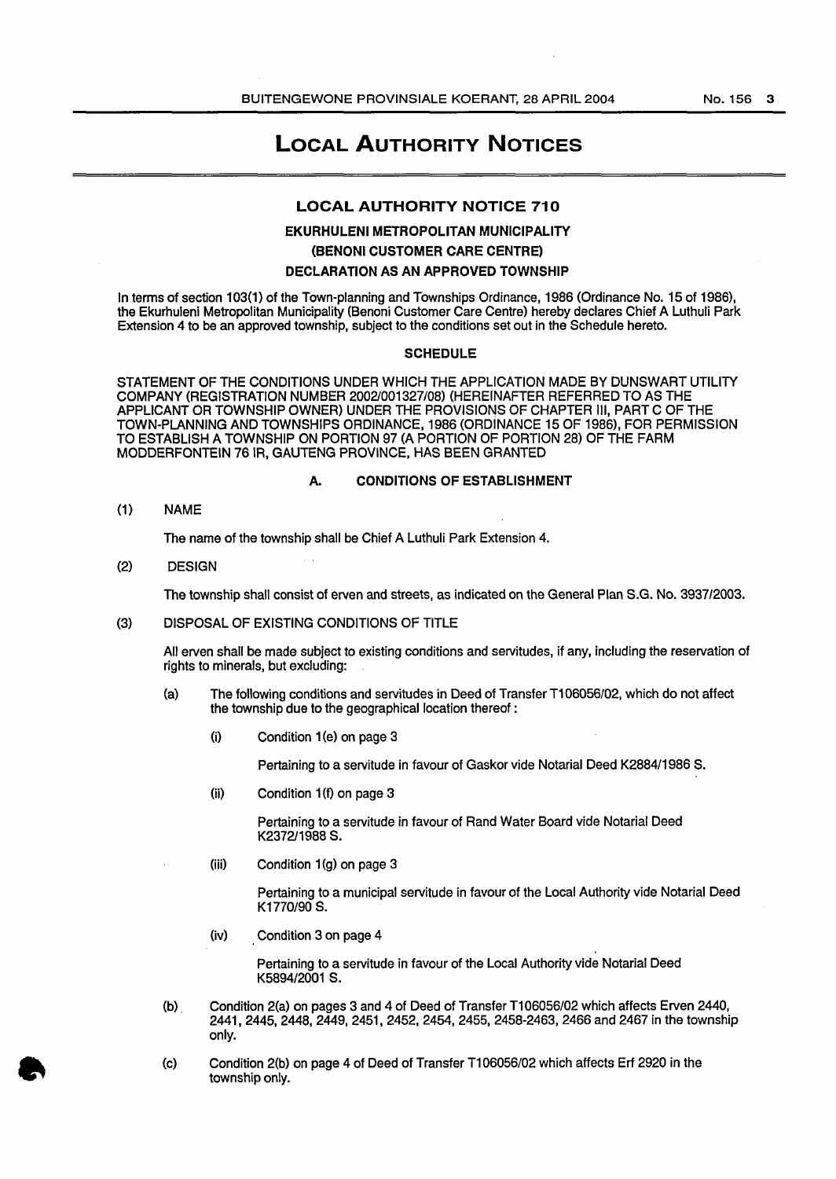# LOCAL AUTHORITY NOTICES

## LOCAL AUTHORITY NOTICE 710

### EKURHULENI METROPOLITAN MUNICIPALITY

### (BENONI CUSTOMER CARE CENTRE)

### DECLARATION AS AN APPROVED TOWNSHIP

In terms of section 103(1) of the Town-planning and Townships Ordinance, 1986 (Ordinance No. 15 of 1986), the Ekurhuleni Metropolitan Municipality (Benoni Customer Care Centre) hereby declares Chief A Luthuli Park Extension 4 to be an approved township, subject to the conditions set out in the Schedule hereto.

#### SCHEDULE

STATEMENT OF THE CONDITIONS UNDER WHICH THE APPLICATION MADE BY DUNSWART UTILITY COMPANY (REGISTRATION NUMBER 2002/001327/08) (HEREINAFTER REFERRED TO AS THE APPLICANT OR TOWNSHIP OWNER) UNDER THE PROVISIONS OF CHAPTER III, PART C OF THE TOWN-PLANNING AND TOWNSHIPS ORDINANCE, 1986 (ORDINANCE 15 OF 1986), FOR PERMISSION TO ESTABLISH A TOWNSHIP ON PORTION 97 (A PORTION OF PORTION 28) OF THE FARM MODDERFONTEIN 76 IR, GAUTENG PROVINCE, HAS BEEN GRANTED

#### A. CONDITIONS OF ESTABLISHMENT

(1) NAME

The name of the township shall be Chief A Luthuli Park Extension 4.

(2) DESIGN

The township shall consist of erven and streets, as indicated on the General Plan S.G. No. 3937/2003.

(3) DISPOSAL OF EXISTING CONDITIONS OF TITLE

All erven shall be made subject to existing conditions and servitudes, if any, including the reservation of rights to minerals, but excluding:

(a) The following conditions and servitudes in Deed of Transfer T106056/02, which do not affect the township due to the geographical location thereof:

(i) Condition 1(e) on page 3

Pertaining to a servitude in favour of Gaskor vide Notarial Deed K2884/1986 S.

(ii) Condition 1(f) on page 3

Pertaining to a servitude in favour of Rand Water Board vide Notarial Deed K2372/1988 S.

(iii) Condition 1(g) on page 3

Pertaining to a municipal servitude in favour of the Local Authority vide Notarial Deed K1770/90 S.

(iv) Condition 3 on page 4

Pertaining to a servitude in favour of the Local Authority vide Notarial Deed K5894/2001 S.

(b) Condition 2(a) on pages 3 and 4 of Deed of Transfer T106056/02 which affects Erven 2440, 2441, 2445, 2448, 2449, 2451, 2452, 2454, 2455, 2458-2463, 2466 and 2467 in the township only.

(c) Condition 2(b) on page 4 of Deed of Transfer T106056/02 which affects Erf 2920 in the township only.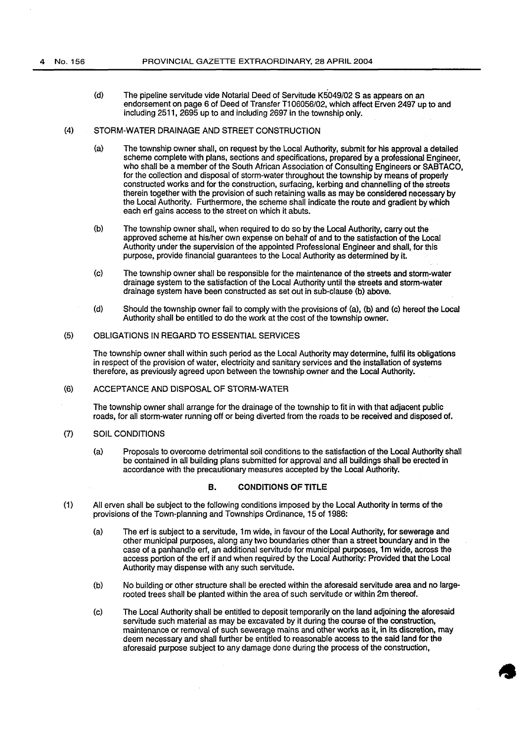(d) The pipeline servitude vide Notarial Deed of Servitude K5049/02 S as appears on an endorsement on page 6 of Deed of Transfer T106056/02, which affect Erven 2497 up to and including 2511, 2695 up to and including 2697 in the township only.

(4) STORM-WATER DRAINAGE AND STREET CONSTRUCTION

(a) The township owner shall, on request by the Local Authority, submit for his approval a detailed scheme complete with plans, sections and specifications, prepared by a professional Engineer, who shall be a member of the South African Association of Consulting Engineers or SABTACO, for the collection and disposal of storm-water throughout the township by means of properly constructed works and for the construction, surfacing, kerbing and channelling of the streets therein together with the provision of such retaining walls as may be considered necessary by the Local Authority. Furthermore, the scheme shall indicate the route and gradient by which each erf gains access to the street on which it abuts.

(b) The township owner shall, when required to do so by the Local Authority, carry out the approved scheme at his/her own expense on behalf of and to the satisfaction of the Local Authority under the supervision of the appointed Professional Engineer and shall, for this purpose, provide financial guarantees to the Local Authority as determined by it.

(c) The township owner shall be responsible for the maintenance of the streets and storm-water drainage system to the satisfaction of the Local Authority until the streets and storm-water drainage system have been constructed as set out in sub-clause (b) above.

(d) Should the township owner fail to comply with the provisions of (a), (b) and (c) hereof the Local Authority shall be entitled to do the work at the cost of the township owner.

(5) OBLIGATIONS IN REGARD TO ESSENTIAL SERVICES

The township owner shall within such period as the Local Authority may determine, fulfil its obligations in respect of the provision of water, electricity and sanitary services and the installation of systems therefore, as previously agreed upon between the township owner and the Local Authority.

(6) ACCEPTANCE AND DISPOSAL OF STORM-WATER

The township owner shall arrange for the drainage of the township to fit in with that adjacent public roads, for all storm-water running off or being diverted from the roads to be received and disposed of.

(7) SOIL CONDITIONS

(a) Proposals to overcome detrimental soil conditions to the satisfaction of the Local Authority shall be contained in all building plans submitted for approval and all buildings shall be erected in accordance with the precautionary measures accepted by the Local Authority.

## B. CONDITIONS OF TITLE

(1) All erven shall be subject to the following conditions imposed by the Local Authority in terms of the provisions of the Town-planning and Townships Ordinance, 15 of 1986:

(a) The erf is subject to a servitude, 1m wide, in favour of the Local Authority, for sewerage and other municipal purposes, along any two boundaries other than a street boundary and in the case of a panhandle erf, an additional servitude for municipal purposes, 1m wide, across the access portion of the erf if and when required by the Local Authority: Provided that the Local Authority may dispense with any such servitude.

(b) No building or other structure shall be erected within the aforesaid servitude area and no large-rooted trees shall be planted within the area of such servitude or within 2m thereof.

(c) The Local Authority shall be entitled to deposit temporarily on the land adjoining the aforesaid servitude such material as may be excavated by it during the course of the construction, maintenance or removal of such sewerage mains and other works as it, in its discretion, may deem necessary and shall further be entitled to reasonable access to the said land for the aforesaid purpose subject to any damage done during the process of the construction,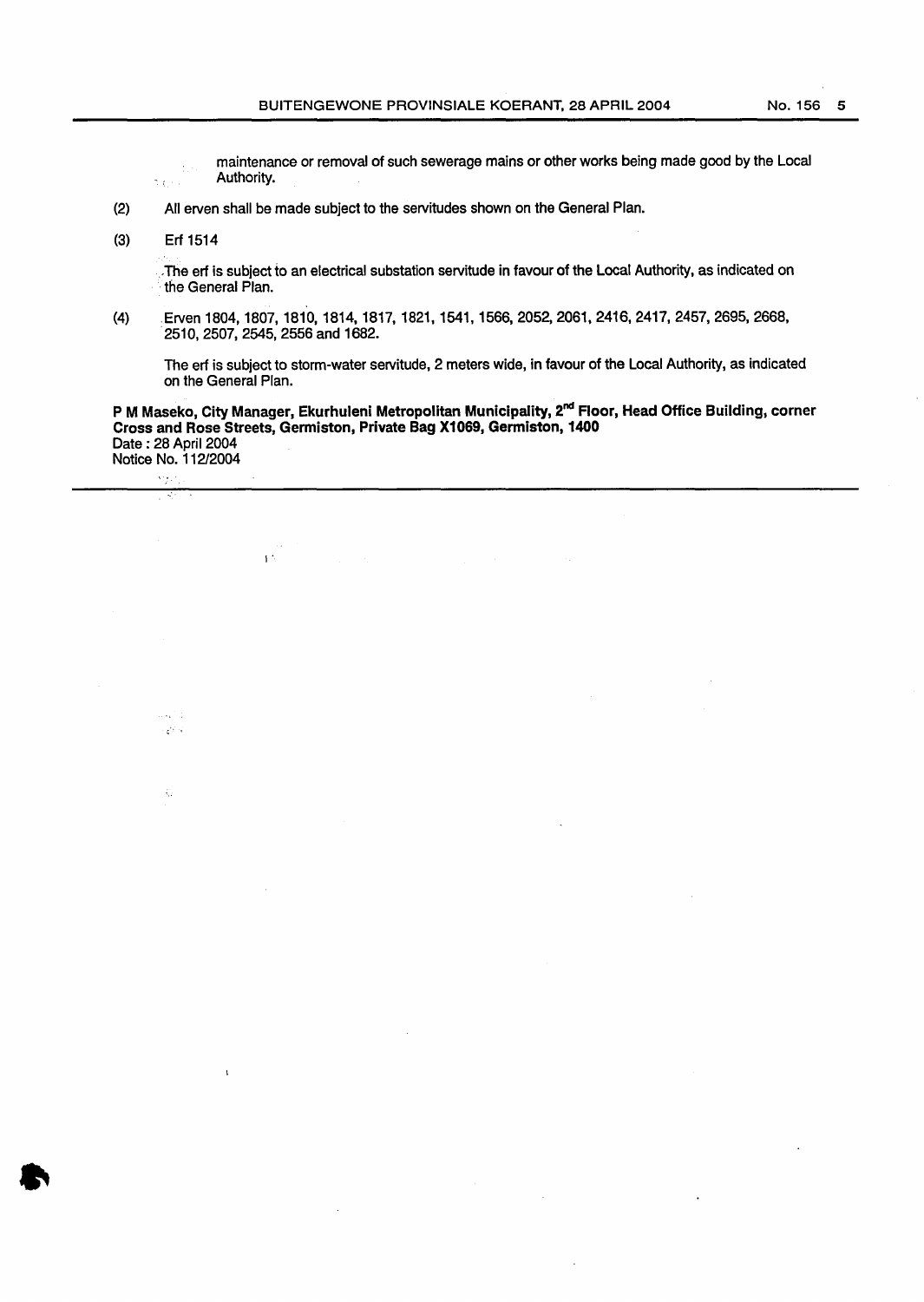maintenance or removal of such sewerage mains or other works being made good by the Local Authority.

(2) All erven shall be made subject to the servitudes shown on the General Plan.

(3) Erf 1514

The erf is subject to an electrical substation servitude in favour of the Local Authority, as indicated on the General Plan.

(4) Erven 1804, 1807, 1810, 1814, 1817, 1821, 1541, 1566, 2052, 2061, 2416, 2417, 2457, 2695, 2668, 2510, 2507, 2545, 2556 and 1682.

The erf is subject to storm-water servitude, 2 meters wide, in favour of the Local Authority, as indicated on the General Plan.

**P M Maseko, City Manager, Ekurhuleni Metropolitan Municipality, 2nd Floor, Head Office Building, corner Cross and Rose Streets, Germiston, Private Bag X1069, Germiston, 1400**
Date : 28 April 2004
Notice No. 112/2004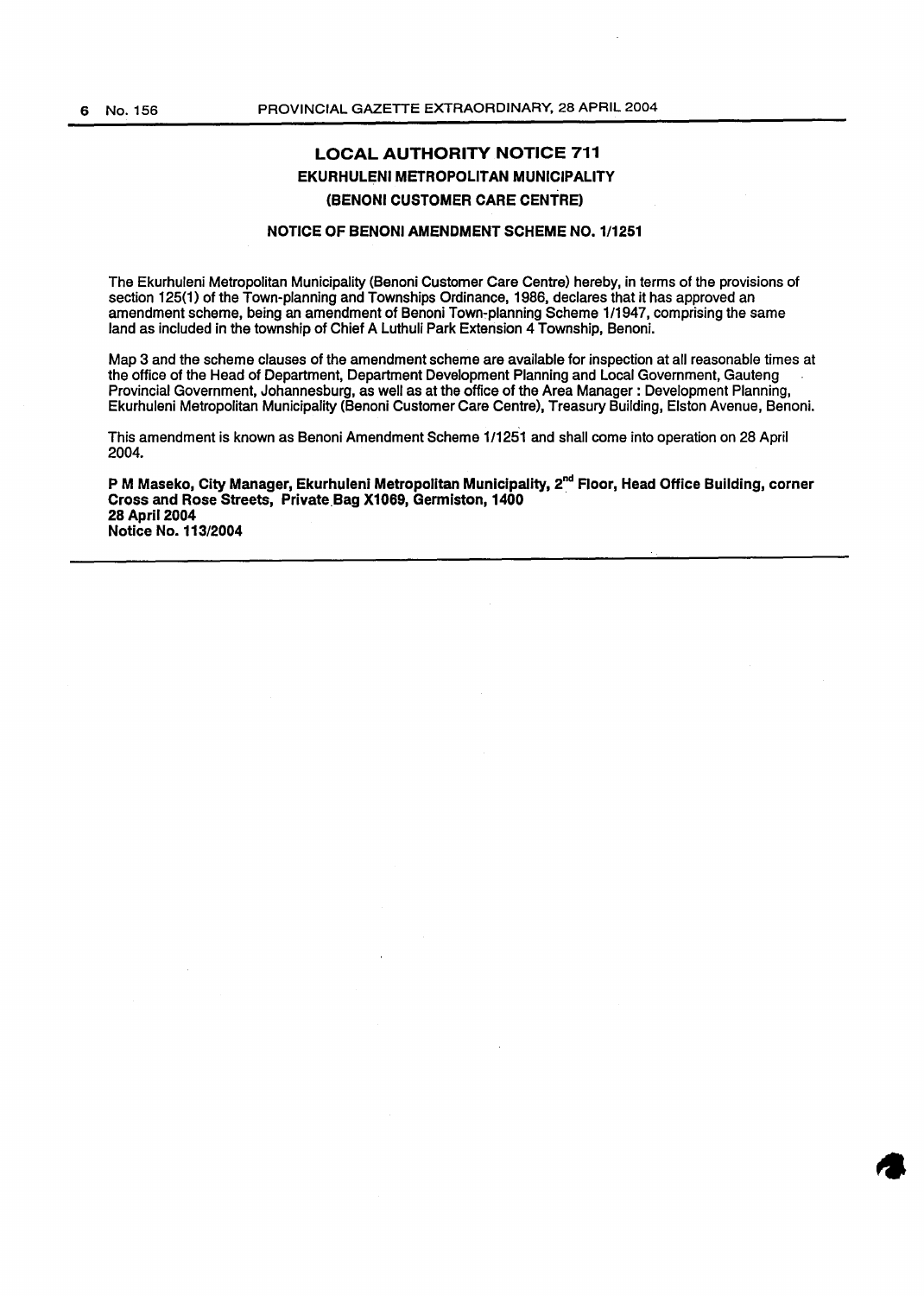## LOCAL AUTHORITY NOTICE 711

### EKURHULENI METROPOLITAN MUNICIPALITY

### (BENONI CUSTOMER CARE CENTRE)

#### NOTICE OF BENONI AMENDMENT SCHEME NO. 1/1251

The Ekurhuleni Metropolitan Municipality (Benoni Customer Care Centre) hereby, in terms of the provisions of section 125(1) of the Town-planning and Townships Ordinance, 1986, declares that it has approved an amendment scheme, being an amendment of Benoni Town-planning Scheme 1/1947, comprising the same land as included in the township of Chief A Luthuli Park Extension 4 Township, Benoni.

Map 3 and the scheme clauses of the amendment scheme are available for inspection at all reasonable times at the office of the Head of Department, Department Development Planning and Local Government, Gauteng Provincial Government, Johannesburg, as well as at the office of the Area Manager : Development Planning, Ekurhuleni Metropolitan Municipality (Benoni Customer Care Centre), Treasury Building, Elston Avenue, Benoni.

This amendment is known as Benoni Amendment Scheme 1/1251 and shall come into operation on 28 April 2004.

**P M Maseko, City Manager, Ekurhuleni Metropolitan Municipality, 2nd Floor, Head Office Building, corner Cross and Rose Streets, Private Bag X1069, Germiston, 1400**
**28 April 2004**
**Notice No. 113/2004**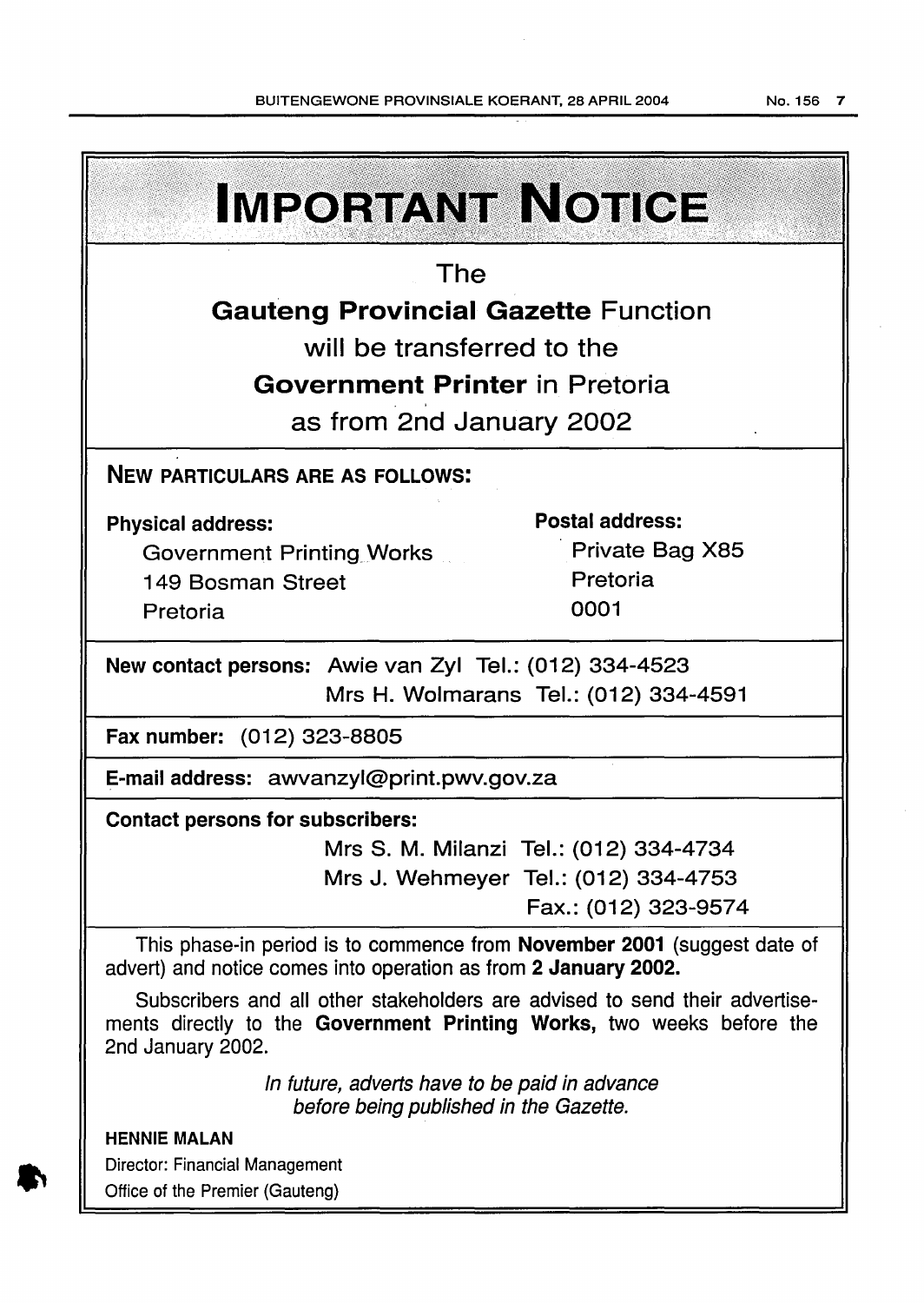# IMPORTANT NOTICE

**The**

**Gauteng Provincial Gazette Function**

**will be transferred to the**

**Government Printer in Pretoria**

**as from 2nd January 2002**

**NEW PARTICULARS ARE AS FOLLOWS:**

**Physical address:**
Government Printing Works
149 Bosman Street
Pretoria

**Postal address:**
Private Bag X85
Pretoria
0001

**New contact persons:** Awie van Zyl Tel.: (012) 334-4523
Mrs H. Wolmarans Tel.: (012) 334-4591

**Fax number:** (012) 323-8805

**E-mail address:** awvanzyl@print.pwv.gov.za

**Contact persons for subscribers:**
Mrs S. M. Milanzi Tel.: (012) 334-4734
Mrs J. Wehmeyer Tel.: (012) 334-4753
Fax.: (012) 323-9574

This phase-in period is to commence from **November 2001** (suggest date of advert) and notice comes into operation as from **2 January 2002.**

Subscribers and all other stakeholders are advised to send their advertisements directly to the **Government Printing Works,** two weeks before the 2nd January 2002.

*In future, adverts have to be paid in advance before being published in the Gazette.*

**HENNIE MALAN**
Director: Financial Management
Office of the Premier (Gauteng)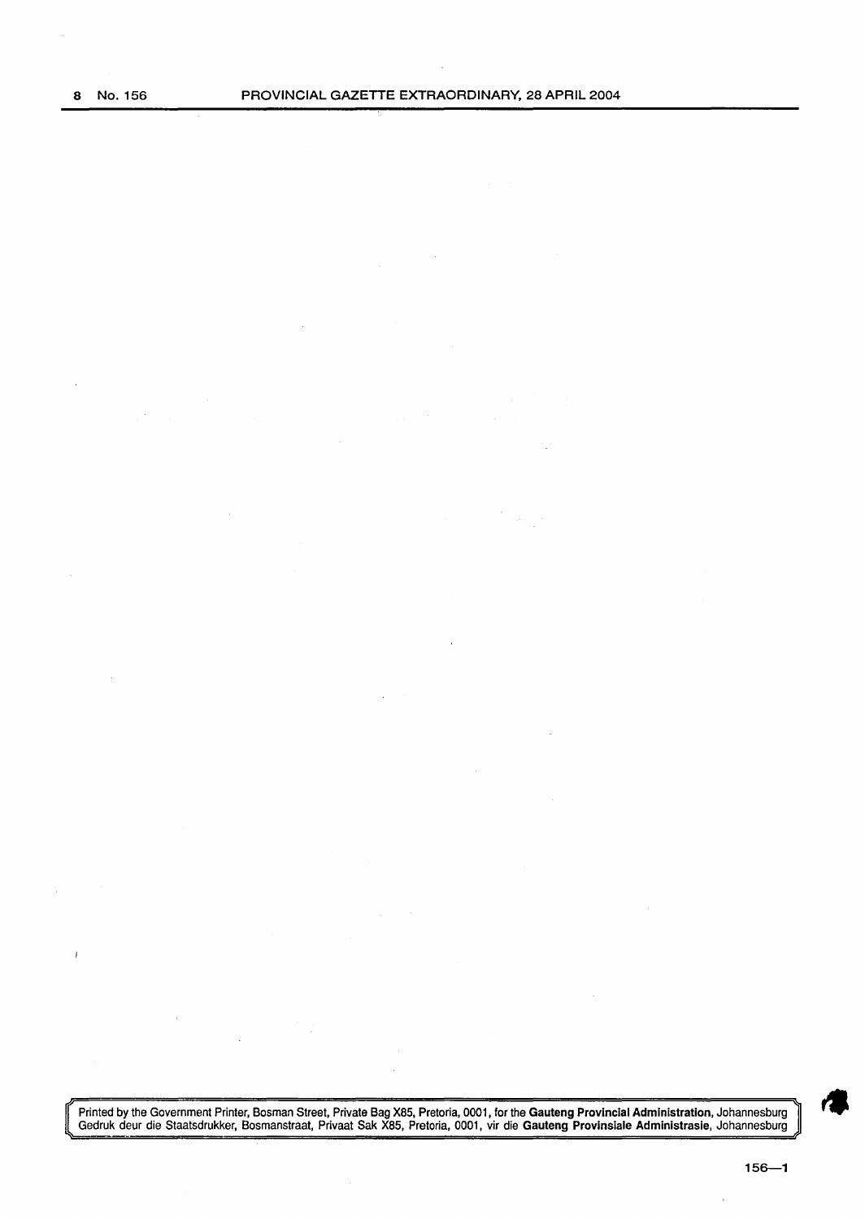Printed by the Government Printer, Bosman Street, Private Bag X85, Pretoria, 0001, for the **Gauteng Provincial Administration**, Johannesburg
Gedruk deur die Staatsdrukker, Bosmanstraat, Privaat Sak X85, Pretoria, 0001, vir die **Gauteng Provinsiale Administrasie**, Johannesburg

156—1